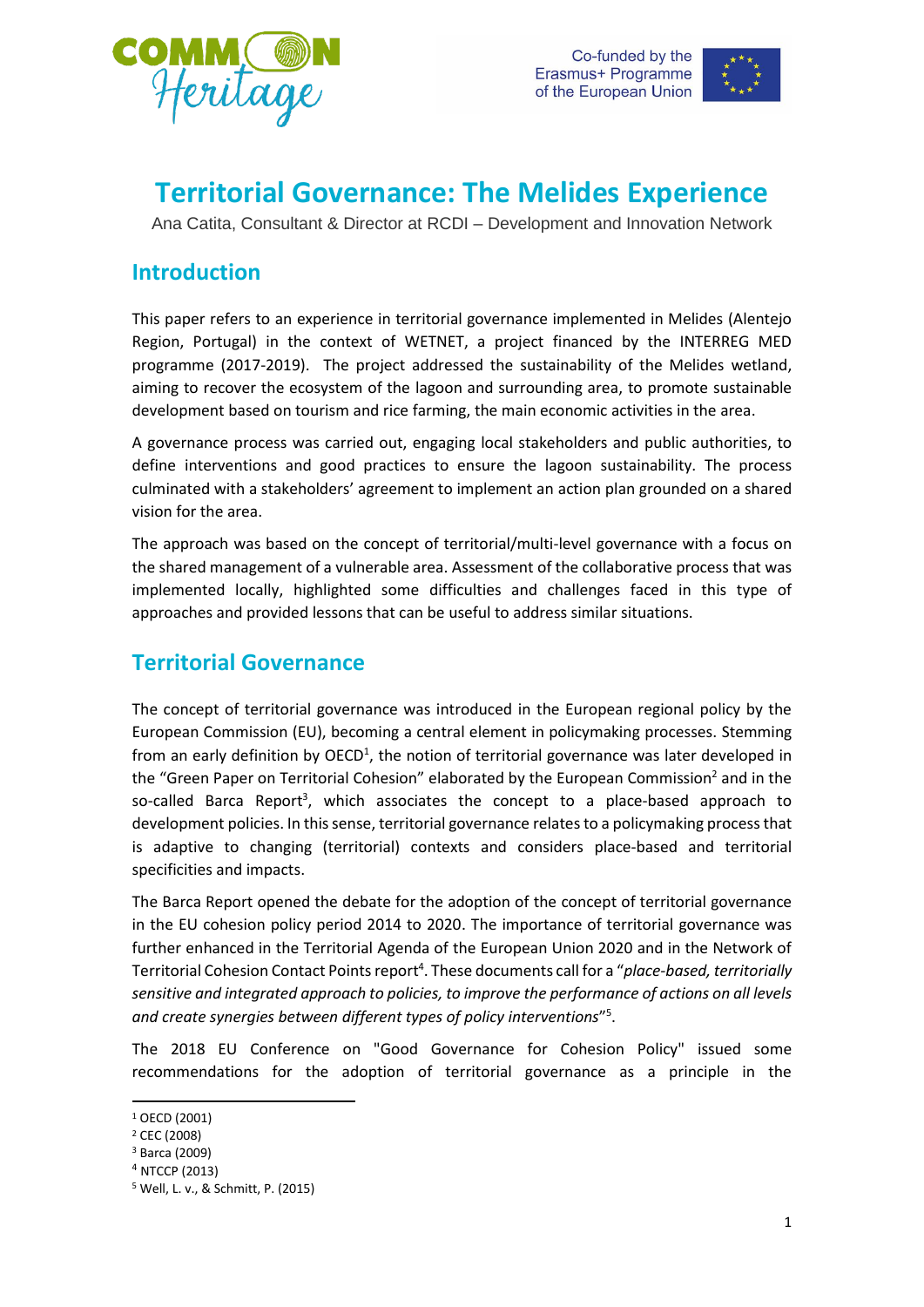# Territorial Governance: The Melides Experience

Ana Catita, Consultant & Director at RCDI – Development and Innovation Network

## Introduction

This paper refers to an experience in territorial governance implemented in Melides (Alentejo Region, Portugal) in the context of WETNET, a project financed by the INTERREG MED programme (2017-2019). The project addressed the sustainability of the Melides wetland, aiming to recover the ecosystem of the lagoon and surrounding area, to promote sustainable development based on tourism and rice farming, the main economic activities in the area.

A governance process was carried out, engaging local stakeholders and public authorities, to define interventions and good practices to ensure the lagoon sustainability. The process culminated with a stakeholders' agreement to implement an action plan grounded on a shared vision for the area.

The approach was based on the concept of territorial/multi-level governance with a focus on the shared management of a vulnerable area. Assessment of the collaborative process that was implemented locally, highlighted some difficulties and challenges faced in this type of approaches and provided lessons that can be useful to address similar situations.

## Territorial Governance

The concept of territorial governance was introduced in the European regional policy by the European Commission (EU), becoming a central element in policymaking processes. Stemming from an early definition by OECD[1], the notion of territorial governance was later developed in the "Green Paper on Territorial Cohesion" elaborated by the European Commission[2] and in the so-called Barca Report[3], which associates the concept to a place-based approach to development policies. In this sense, territorial governance relates to a policymaking process that is adaptive to changing (territorial) contexts and considers place-based and territorial specificities and impacts.

The Barca Report opened the debate for the adoption of the concept of territorial governance in the EU cohesion policy period 2014 to 2020. The importance of territorial governance was further enhanced in the Territorial Agenda of the European Union 2020 and in the Network of Territorial Cohesion Contact Points report[4]. These documents call for a "*place-based, territorially sensitive and integrated approach to policies, to improve the performance of actions on all levels and create synergies between different types of policy interventions*"[5].

The 2018 EU Conference on "Good Governance for Cohesion Policy" issued some recommendations for the adoption of territorial governance as a principle in the

---

[1] OECD (2001)
[2] CEC (2008)
[3] Barca (2009)
[4] NTCCP (2013)
[5] Well, L. v., & Schmitt, P. (2015)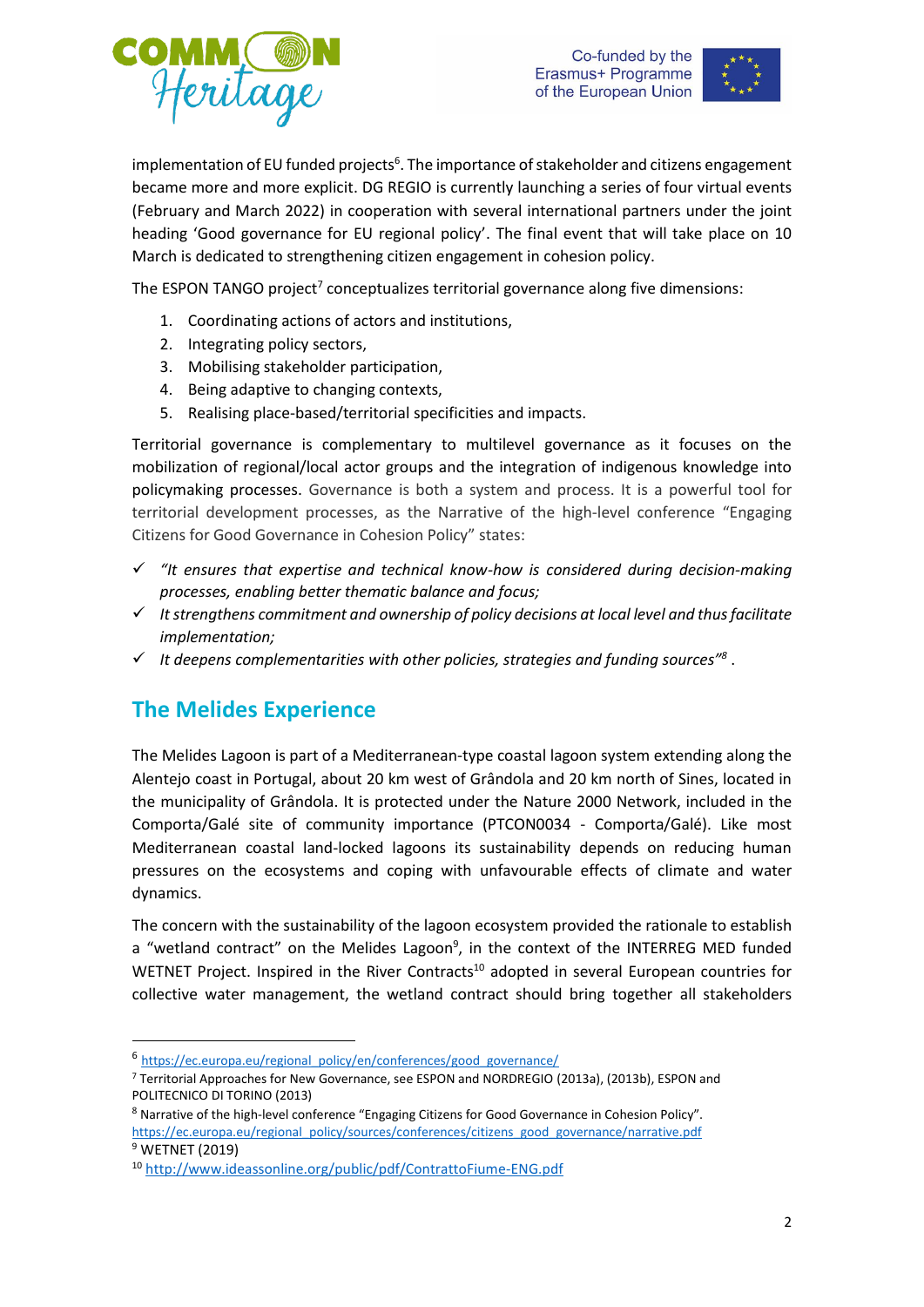implementation of EU funded projects[6]. The importance of stakeholder and citizens engagement became more and more explicit. DG REGIO is currently launching a series of four virtual events (February and March 2022) in cooperation with several international partners under the joint heading 'Good governance for EU regional policy'. The final event that will take place on 10 March is dedicated to strengthening citizen engagement in cohesion policy.

The ESPON TANGO project[7] conceptualizes territorial governance along five dimensions:

1. Coordinating actions of actors and institutions,
2. Integrating policy sectors,
3. Mobilising stakeholder participation,
4. Being adaptive to changing contexts,
5. Realising place-based/territorial specificities and impacts.

Territorial governance is complementary to multilevel governance as it focuses on the mobilization of regional/local actor groups and the integration of indigenous knowledge into policymaking processes. Governance is both a system and process. It is a powerful tool for territorial development processes, as the Narrative of the high-level conference "Engaging Citizens for Good Governance in Cohesion Policy" states:

- ✓ *"It ensures that expertise and technical know-how is considered during decision-making processes, enabling better thematic balance and focus;*
- ✓ *It strengthens commitment and ownership of policy decisions at local level and thus facilitate implementation;*
- ✓ *It deepens complementarities with other policies, strategies and funding sources"*[8] .

## The Melides Experience

The Melides Lagoon is part of a Mediterranean-type coastal lagoon system extending along the Alentejo coast in Portugal, about 20 km west of Grândola and 20 km north of Sines, located in the municipality of Grândola. It is protected under the Nature 2000 Network, included in the Comporta/Galé site of community importance (PTCON0034 - Comporta/Galé). Like most Mediterranean coastal land-locked lagoons its sustainability depends on reducing human pressures on the ecosystems and coping with unfavourable effects of climate and water dynamics.

The concern with the sustainability of the lagoon ecosystem provided the rationale to establish a "wetland contract" on the Melides Lagoon[9], in the context of the INTERREG MED funded WETNET Project. Inspired in the River Contracts[10] adopted in several European countries for collective water management, the wetland contract should bring together all stakeholders

---

[6] https://ec.europa.eu/regional_policy/en/conferences/good_governance/

[7] Territorial Approaches for New Governance, see ESPON and NORDREGIO (2013a), (2013b), ESPON and POLITECNICO DI TORINO (2013)

[8] Narrative of the high-level conference "Engaging Citizens for Good Governance in Cohesion Policy". https://ec.europa.eu/regional_policy/sources/conferences/citizens_good_governance/narrative.pdf

[9] WETNET (2019)

[10] http://www.ideassonline.org/public/pdf/ContrattoFiume-ENG.pdf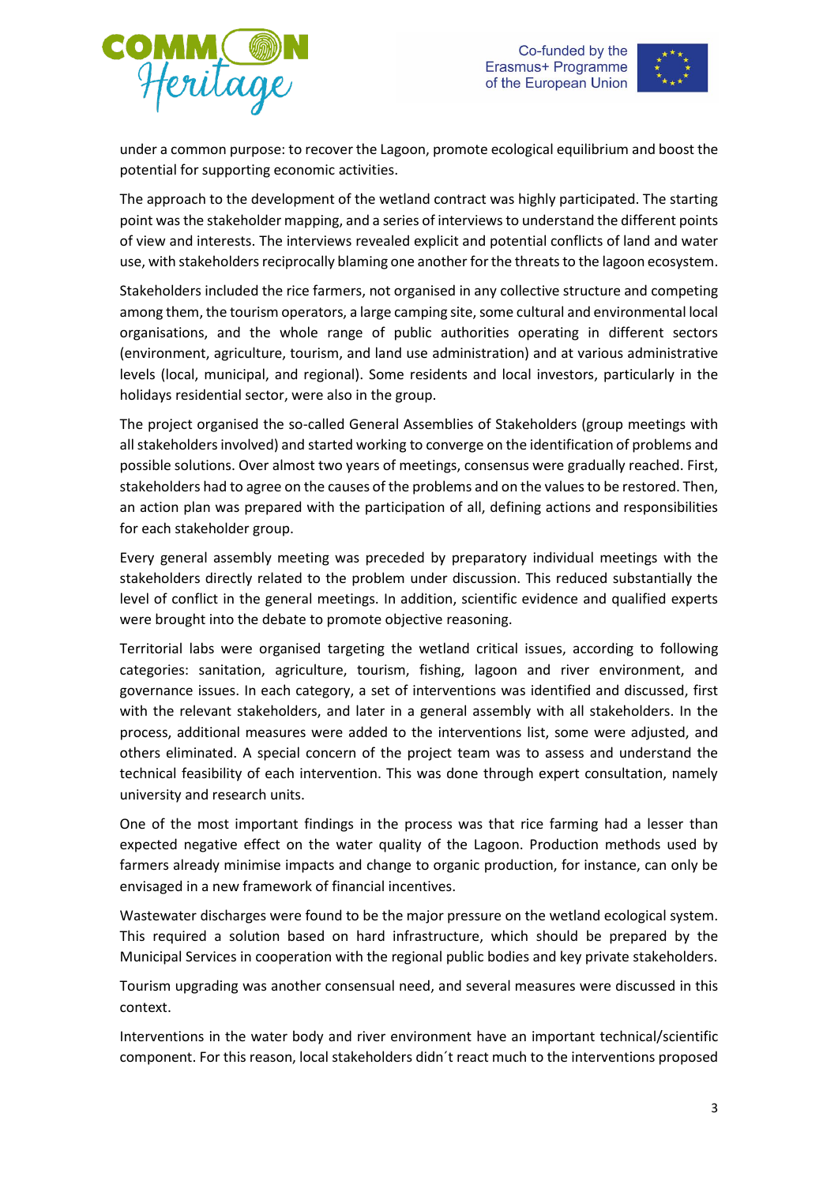under a common purpose: to recover the Lagoon, promote ecological equilibrium and boost the potential for supporting economic activities.

The approach to the development of the wetland contract was highly participated. The starting point was the stakeholder mapping, and a series of interviews to understand the different points of view and interests. The interviews revealed explicit and potential conflicts of land and water use, with stakeholders reciprocally blaming one another for the threats to the lagoon ecosystem.

Stakeholders included the rice farmers, not organised in any collective structure and competing among them, the tourism operators, a large camping site, some cultural and environmental local organisations, and the whole range of public authorities operating in different sectors (environment, agriculture, tourism, and land use administration) and at various administrative levels (local, municipal, and regional). Some residents and local investors, particularly in the holidays residential sector, were also in the group.

The project organised the so-called General Assemblies of Stakeholders (group meetings with all stakeholders involved) and started working to converge on the identification of problems and possible solutions. Over almost two years of meetings, consensus were gradually reached. First, stakeholders had to agree on the causes of the problems and on the values to be restored. Then, an action plan was prepared with the participation of all, defining actions and responsibilities for each stakeholder group.

Every general assembly meeting was preceded by preparatory individual meetings with the stakeholders directly related to the problem under discussion. This reduced substantially the level of conflict in the general meetings. In addition, scientific evidence and qualified experts were brought into the debate to promote objective reasoning.

Territorial labs were organised targeting the wetland critical issues, according to following categories: sanitation, agriculture, tourism, fishing, lagoon and river environment, and governance issues. In each category, a set of interventions was identified and discussed, first with the relevant stakeholders, and later in a general assembly with all stakeholders. In the process, additional measures were added to the interventions list, some were adjusted, and others eliminated. A special concern of the project team was to assess and understand the technical feasibility of each intervention. This was done through expert consultation, namely university and research units.

One of the most important findings in the process was that rice farming had a lesser than expected negative effect on the water quality of the Lagoon. Production methods used by farmers already minimise impacts and change to organic production, for instance, can only be envisaged in a new framework of financial incentives.

Wastewater discharges were found to be the major pressure on the wetland ecological system. This required a solution based on hard infrastructure, which should be prepared by the Municipal Services in cooperation with the regional public bodies and key private stakeholders.

Tourism upgrading was another consensual need, and several measures were discussed in this context.

Interventions in the water body and river environment have an important technical/scientific component. For this reason, local stakeholders didn´t react much to the interventions proposed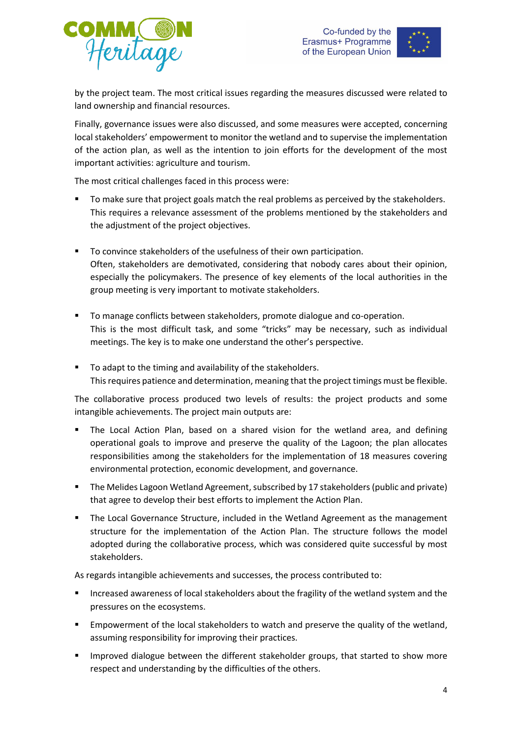by the project team. The most critical issues regarding the measures discussed were related to land ownership and financial resources.

Finally, governance issues were also discussed, and some measures were accepted, concerning local stakeholders' empowerment to monitor the wetland and to supervise the implementation of the action plan, as well as the intention to join efforts for the development of the most important activities: agriculture and tourism.

The most critical challenges faced in this process were:

- To make sure that project goals match the real problems as perceived by the stakeholders. This requires a relevance assessment of the problems mentioned by the stakeholders and the adjustment of the project objectives.

- To convince stakeholders of the usefulness of their own participation.
  Often, stakeholders are demotivated, considering that nobody cares about their opinion, especially the policymakers. The presence of key elements of the local authorities in the group meeting is very important to motivate stakeholders.

- To manage conflicts between stakeholders, promote dialogue and co-operation.
  This is the most difficult task, and some "tricks" may be necessary, such as individual meetings. The key is to make one understand the other's perspective.

- To adapt to the timing and availability of the stakeholders.
  This requires patience and determination, meaning that the project timings must be flexible.

The collaborative process produced two levels of results: the project products and some intangible achievements. The project main outputs are:

- The Local Action Plan, based on a shared vision for the wetland area, and defining operational goals to improve and preserve the quality of the Lagoon; the plan allocates responsibilities among the stakeholders for the implementation of 18 measures covering environmental protection, economic development, and governance.
- The Melides Lagoon Wetland Agreement, subscribed by 17 stakeholders (public and private) that agree to develop their best efforts to implement the Action Plan.
- The Local Governance Structure, included in the Wetland Agreement as the management structure for the implementation of the Action Plan. The structure follows the model adopted during the collaborative process, which was considered quite successful by most stakeholders.

As regards intangible achievements and successes, the process contributed to:

- Increased awareness of local stakeholders about the fragility of the wetland system and the pressures on the ecosystems.
- Empowerment of the local stakeholders to watch and preserve the quality of the wetland, assuming responsibility for improving their practices.
- Improved dialogue between the different stakeholder groups, that started to show more respect and understanding by the difficulties of the others.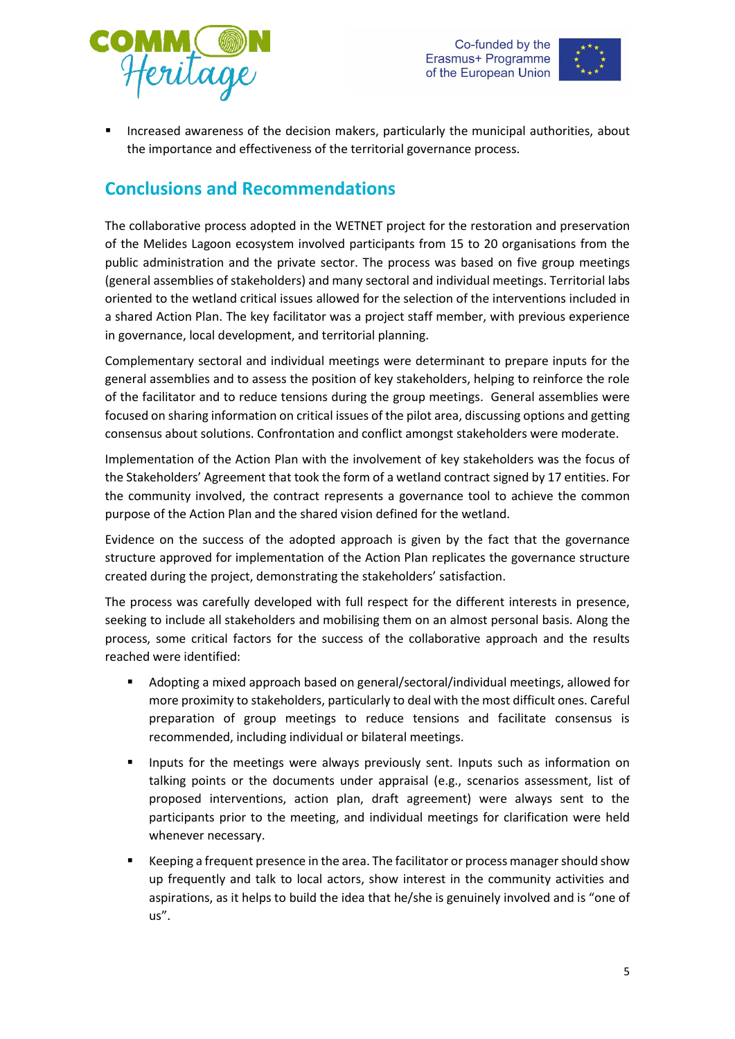- Increased awareness of the decision makers, particularly the municipal authorities, about the importance and effectiveness of the territorial governance process.

## Conclusions and Recommendations

The collaborative process adopted in the WETNET project for the restoration and preservation of the Melides Lagoon ecosystem involved participants from 15 to 20 organisations from the public administration and the private sector. The process was based on five group meetings (general assemblies of stakeholders) and many sectoral and individual meetings. Territorial labs oriented to the wetland critical issues allowed for the selection of the interventions included in a shared Action Plan. The key facilitator was a project staff member, with previous experience in governance, local development, and territorial planning.

Complementary sectoral and individual meetings were determinant to prepare inputs for the general assemblies and to assess the position of key stakeholders, helping to reinforce the role of the facilitator and to reduce tensions during the group meetings. General assemblies were focused on sharing information on critical issues of the pilot area, discussing options and getting consensus about solutions. Confrontation and conflict amongst stakeholders were moderate.

Implementation of the Action Plan with the involvement of key stakeholders was the focus of the Stakeholders' Agreement that took the form of a wetland contract signed by 17 entities. For the community involved, the contract represents a governance tool to achieve the common purpose of the Action Plan and the shared vision defined for the wetland.

Evidence on the success of the adopted approach is given by the fact that the governance structure approved for implementation of the Action Plan replicates the governance structure created during the project, demonstrating the stakeholders' satisfaction.

The process was carefully developed with full respect for the different interests in presence, seeking to include all stakeholders and mobilising them on an almost personal basis. Along the process, some critical factors for the success of the collaborative approach and the results reached were identified:

- Adopting a mixed approach based on general/sectoral/individual meetings, allowed for more proximity to stakeholders, particularly to deal with the most difficult ones. Careful preparation of group meetings to reduce tensions and facilitate consensus is recommended, including individual or bilateral meetings.
- Inputs for the meetings were always previously sent. Inputs such as information on talking points or the documents under appraisal (e.g., scenarios assessment, list of proposed interventions, action plan, draft agreement) were always sent to the participants prior to the meeting, and individual meetings for clarification were held whenever necessary.
- Keeping a frequent presence in the area. The facilitator or process manager should show up frequently and talk to local actors, show interest in the community activities and aspirations, as it helps to build the idea that he/she is genuinely involved and is "one of us".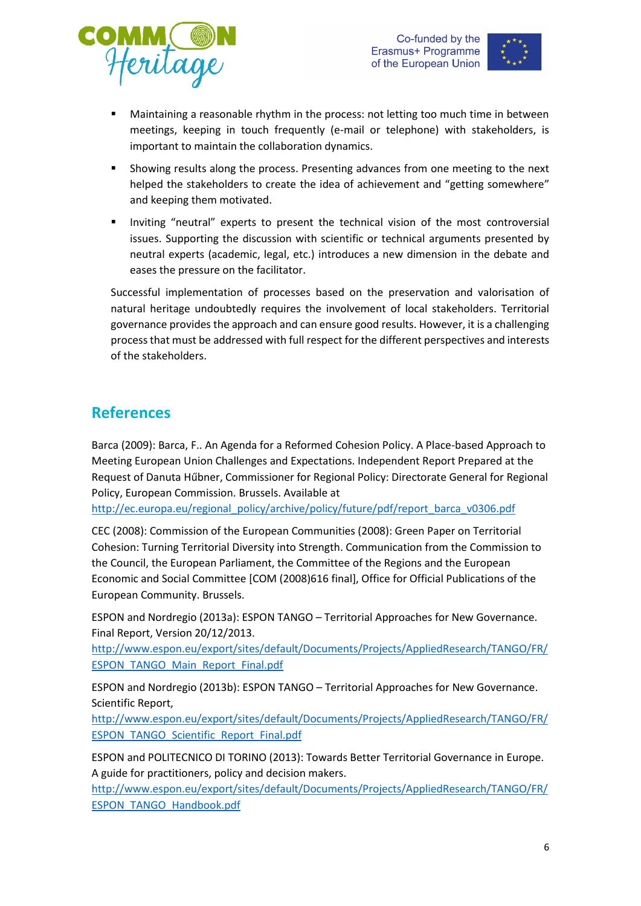- Maintaining a reasonable rhythm in the process: not letting too much time in between meetings, keeping in touch frequently (e-mail or telephone) with stakeholders, is important to maintain the collaboration dynamics.
- Showing results along the process. Presenting advances from one meeting to the next helped the stakeholders to create the idea of achievement and "getting somewhere" and keeping them motivated.
- Inviting "neutral" experts to present the technical vision of the most controversial issues. Supporting the discussion with scientific or technical arguments presented by neutral experts (academic, legal, etc.) introduces a new dimension in the debate and eases the pressure on the facilitator.

Successful implementation of processes based on the preservation and valorisation of natural heritage undoubtedly requires the involvement of local stakeholders. Territorial governance provides the approach and can ensure good results. However, it is a challenging process that must be addressed with full respect for the different perspectives and interests of the stakeholders.

## References

Barca (2009): Barca, F.. An Agenda for a Reformed Cohesion Policy. A Place-based Approach to Meeting European Union Challenges and Expectations. Independent Report Prepared at the Request of Danuta Hűbner, Commissioner for Regional Policy: Directorate General for Regional Policy, European Commission. Brussels. Available at http://ec.europa.eu/regional_policy/archive/policy/future/pdf/report_barca_v0306.pdf

CEC (2008): Commission of the European Communities (2008): Green Paper on Territorial Cohesion: Turning Territorial Diversity into Strength. Communication from the Commission to the Council, the European Parliament, the Committee of the Regions and the European Economic and Social Committee [COM (2008)616 final], Office for Official Publications of the European Community. Brussels.

ESPON and Nordregio (2013a): ESPON TANGO – Territorial Approaches for New Governance. Final Report, Version 20/12/2013. http://www.espon.eu/export/sites/default/Documents/Projects/AppliedResearch/TANGO/FR/ESPON_TANGO_Main_Report_Final.pdf

ESPON and Nordregio (2013b): ESPON TANGO – Territorial Approaches for New Governance. Scientific Report, http://www.espon.eu/export/sites/default/Documents/Projects/AppliedResearch/TANGO/FR/ESPON_TANGO_Scientific_Report_Final.pdf

ESPON and POLITECNICO DI TORINO (2013): Towards Better Territorial Governance in Europe. A guide for practitioners, policy and decision makers. http://www.espon.eu/export/sites/default/Documents/Projects/AppliedResearch/TANGO/FR/ESPON_TANGO_Handbook.pdf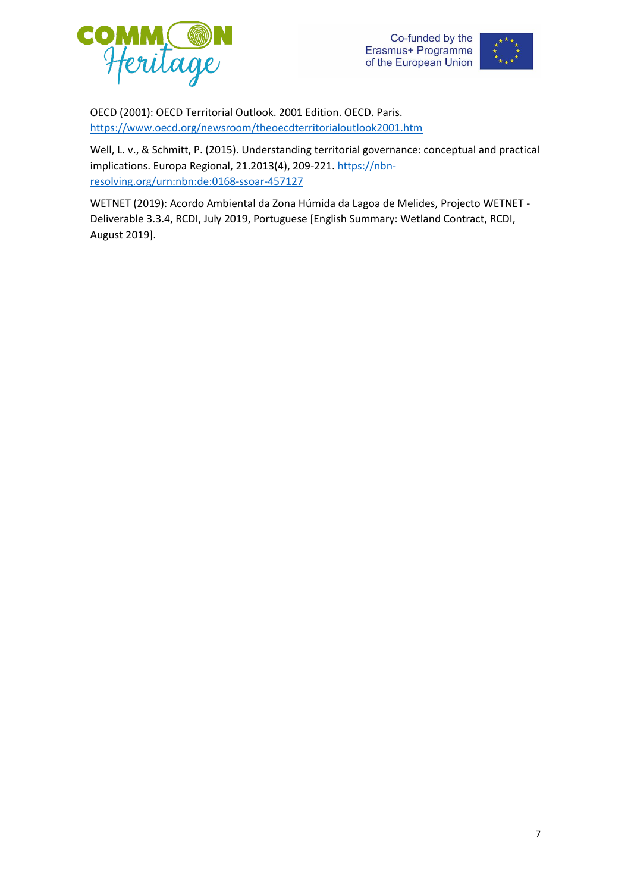OECD (2001): OECD Territorial Outlook. 2001 Edition. OECD. Paris. https://www.oecd.org/newsroom/theoecdterritorialoutlook2001.htm

Well, L. v., & Schmitt, P. (2015). Understanding territorial governance: conceptual and practical implications. Europa Regional, 21.2013(4), 209-221. https://nbn-resolving.org/urn:nbn:de:0168-ssoar-457127

WETNET (2019): Acordo Ambiental da Zona Húmida da Lagoa de Melides, Projecto WETNET - Deliverable 3.3.4, RCDI, July 2019, Portuguese [English Summary: Wetland Contract, RCDI, August 2019].